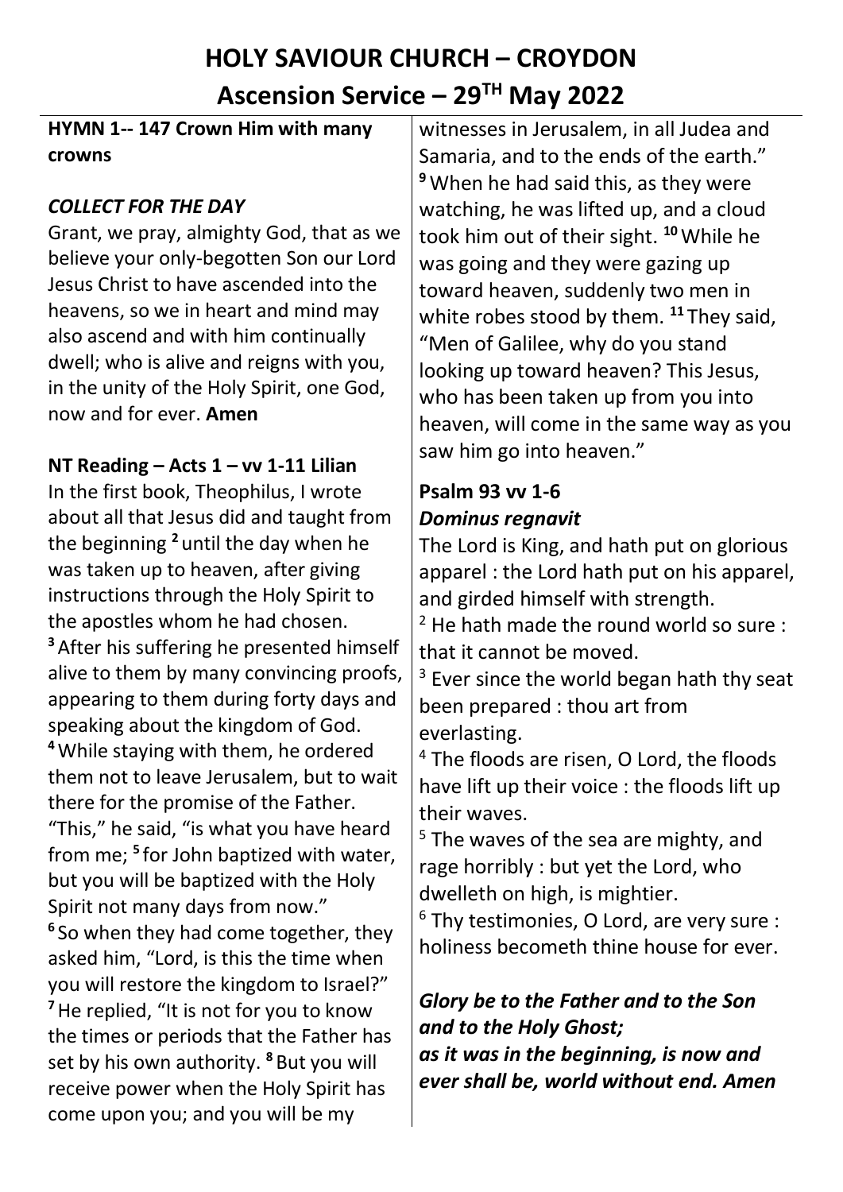# HOLY SAVIOUR CHURCH – CROYDON

## Ascension Service – 29TH May 2022

**HYMN 1-- 147 Crown Him with many crowns**

***COLLECT FOR THE DAY***

Grant, we pray, almighty God, that as we believe your only-begotten Son our Lord Jesus Christ to have ascended into the heavens, so we in heart and mind may also ascend and with him continually dwell; who is alive and reigns with you, in the unity of the Holy Spirit, one God, now and for ever. **Amen**

**NT Reading – Acts 1 – vv 1-11 Lilian**

In the first book, Theophilus, I wrote about all that Jesus did and taught from the beginning **2** until the day when he was taken up to heaven, after giving instructions through the Holy Spirit to the apostles whom he had chosen. **3** After his suffering he presented himself alive to them by many convincing proofs, appearing to them during forty days and speaking about the kingdom of God. **4** While staying with them, he ordered them not to leave Jerusalem, but to wait there for the promise of the Father. "This," he said, "is what you have heard from me; **5** for John baptized with water, but you will be baptized with the Holy Spirit not many days from now." **6** So when they had come together, they asked him, "Lord, is this the time when you will restore the kingdom to Israel?" **7** He replied, "It is not for you to know the times or periods that the Father has set by his own authority. **8** But you will receive power when the Holy Spirit has come upon you; and you will be my witnesses in Jerusalem, in all Judea and Samaria, and to the ends of the earth." **9** When he had said this, as they were watching, he was lifted up, and a cloud took him out of their sight. **10** While he was going and they were gazing up toward heaven, suddenly two men in white robes stood by them. **11** They said, "Men of Galilee, why do you stand looking up toward heaven? This Jesus, who has been taken up from you into heaven, will come in the same way as you saw him go into heaven."

**Psalm 93 vv 1-6**

***Dominus regnavit***

The Lord is King, and hath put on glorious apparel : the Lord hath put on his apparel, and girded himself with strength.

2 He hath made the round world so sure : that it cannot be moved.

3 Ever since the world began hath thy seat been prepared : thou art from everlasting.

4 The floods are risen, O Lord, the floods have lift up their voice : the floods lift up their waves.

5 The waves of the sea are mighty, and rage horribly : but yet the Lord, who dwelleth on high, is mightier.

6 Thy testimonies, O Lord, are very sure : holiness becometh thine house for ever.

***Glory be to the Father and to the Son and to the Holy Ghost;***
***as it was in the beginning, is now and ever shall be, world without end. Amen***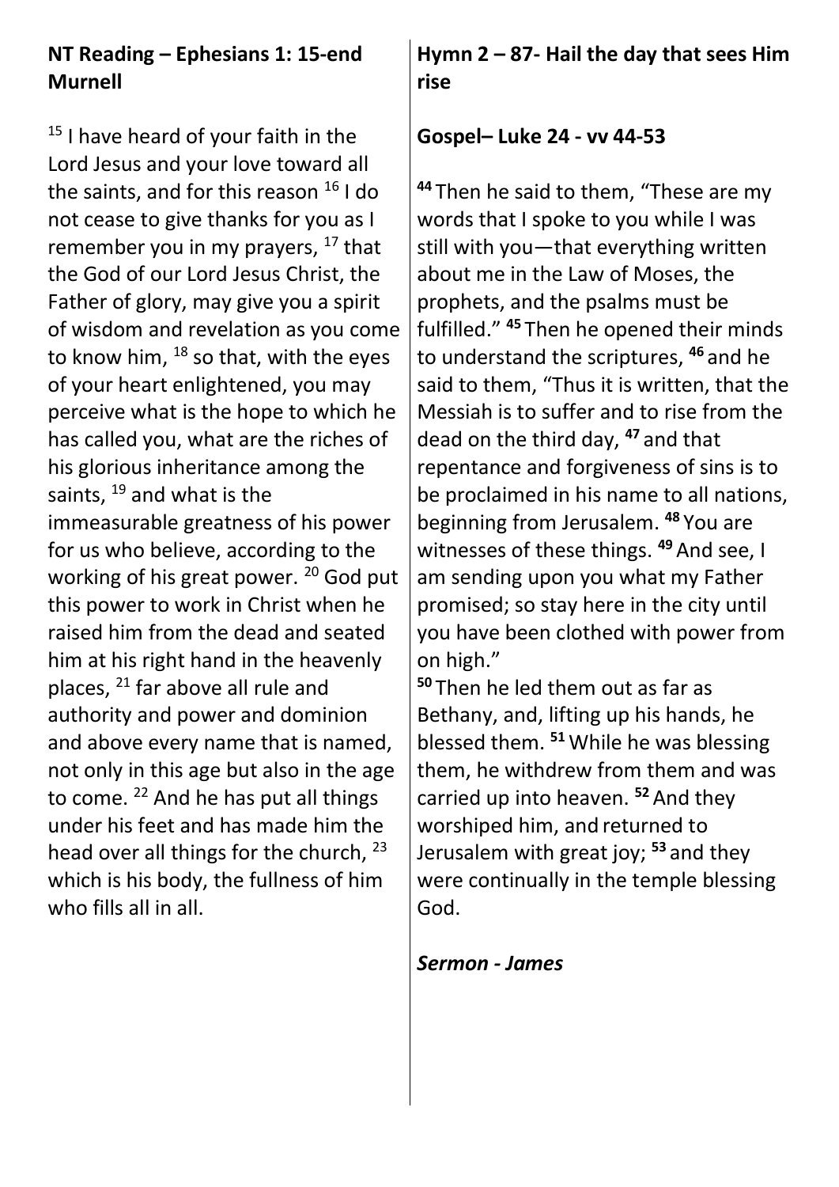**NT Reading – Ephesians 1: 15-end Murnell**

[15] I have heard of your faith in the Lord Jesus and your love toward all the saints, and for this reason [16] I do not cease to give thanks for you as I remember you in my prayers, [17] that the God of our Lord Jesus Christ, the Father of glory, may give you a spirit of wisdom and revelation as you come to know him, [18] so that, with the eyes of your heart enlightened, you may perceive what is the hope to which he has called you, what are the riches of his glorious inheritance among the saints, [19] and what is the immeasurable greatness of his power for us who believe, according to the working of his great power. [20] God put this power to work in Christ when he raised him from the dead and seated him at his right hand in the heavenly places, [21] far above all rule and authority and power and dominion and above every name that is named, not only in this age but also in the age to come. [22] And he has put all things under his feet and has made him the head over all things for the church, [23] which is his body, the fullness of him who fills all in all.

**Hymn 2 – 87- Hail the day that sees Him rise**

**Gospel– Luke 24 - vv 44-53**

**44** Then he said to them, “These are my words that I spoke to you while I was still with you—that everything written about me in the Law of Moses, the prophets, and the psalms must be fulfilled.” **45** Then he opened their minds to understand the scriptures, **46** and he said to them, “Thus it is written, that the Messiah is to suffer and to rise from the dead on the third day, **47** and that repentance and forgiveness of sins is to be proclaimed in his name to all nations, beginning from Jerusalem. **48** You are witnesses of these things. **49** And see, I am sending upon you what my Father promised; so stay here in the city until you have been clothed with power from on high.”

**50** Then he led them out as far as Bethany, and, lifting up his hands, he blessed them. **51** While he was blessing them, he withdrew from them and was carried up into heaven. **52** And they worshiped him, and returned to Jerusalem with great joy; **53** and they were continually in the temple blessing God.

***Sermon - James***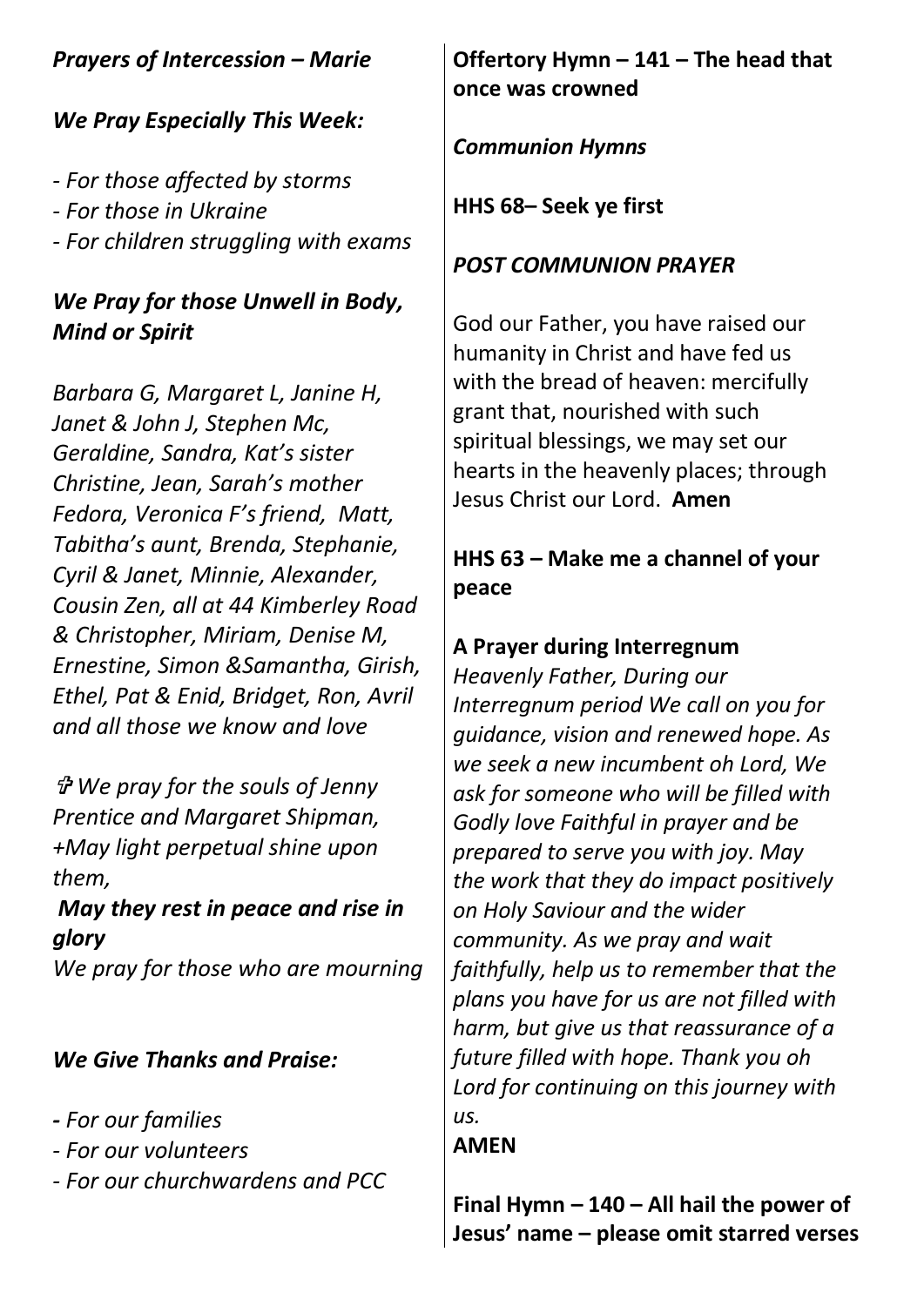***Prayers of Intercession – Marie***

***We Pray Especially This Week:***

*- For those affected by storms*
*- For those in Ukraine*
*- For children struggling with exams*

***We Pray for those Unwell in Body, Mind or Spirit***

*Barbara G, Margaret L, Janine H, Janet & John J, Stephen Mc, Geraldine, Sandra, Kat's sister Christine, Jean, Sarah's mother Fedora, Veronica F's friend, Matt, Tabitha's aunt, Brenda, Stephanie, Cyril & Janet, Minnie, Alexander, Cousin Zen, all at 44 Kimberley Road & Christopher, Miriam, Denise M, Ernestine, Simon &Samantha, Girish, Ethel, Pat & Enid, Bridget, Ron, Avril and all those we know and love*

*✞ We pray for the souls of Jenny Prentice and Margaret Shipman, +May light perpetual shine upon them,*
***May they rest in peace and rise in glory***
*We pray for those who are mourning*

***We Give Thanks and Praise:***

*- For our families*
*- For our volunteers*
*- For our churchwardens and PCC*

**Offertory Hymn – 141 – The head that once was crowned**

***Communion Hymns***

**HHS 68– Seek ye first**

***POST COMMUNION PRAYER***

God our Father, you have raised our humanity in Christ and have fed us with the bread of heaven: mercifully grant that, nourished with such spiritual blessings, we may set our hearts in the heavenly places; through Jesus Christ our Lord. **Amen**

**HHS 63 – Make me a channel of your peace**

**A Prayer during Interregnum**
*Heavenly Father, During our Interregnum period We call on you for guidance, vision and renewed hope. As we seek a new incumbent oh Lord, We ask for someone who will be filled with Godly love Faithful in prayer and be prepared to serve you with joy. May the work that they do impact positively on Holy Saviour and the wider community. As we pray and wait faithfully, help us to remember that the plans you have for us are not filled with harm, but give us that reassurance of a future filled with hope. Thank you oh Lord for continuing on this journey with us.*
**AMEN**

**Final Hymn – 140 – All hail the power of Jesus' name – please omit starred verses**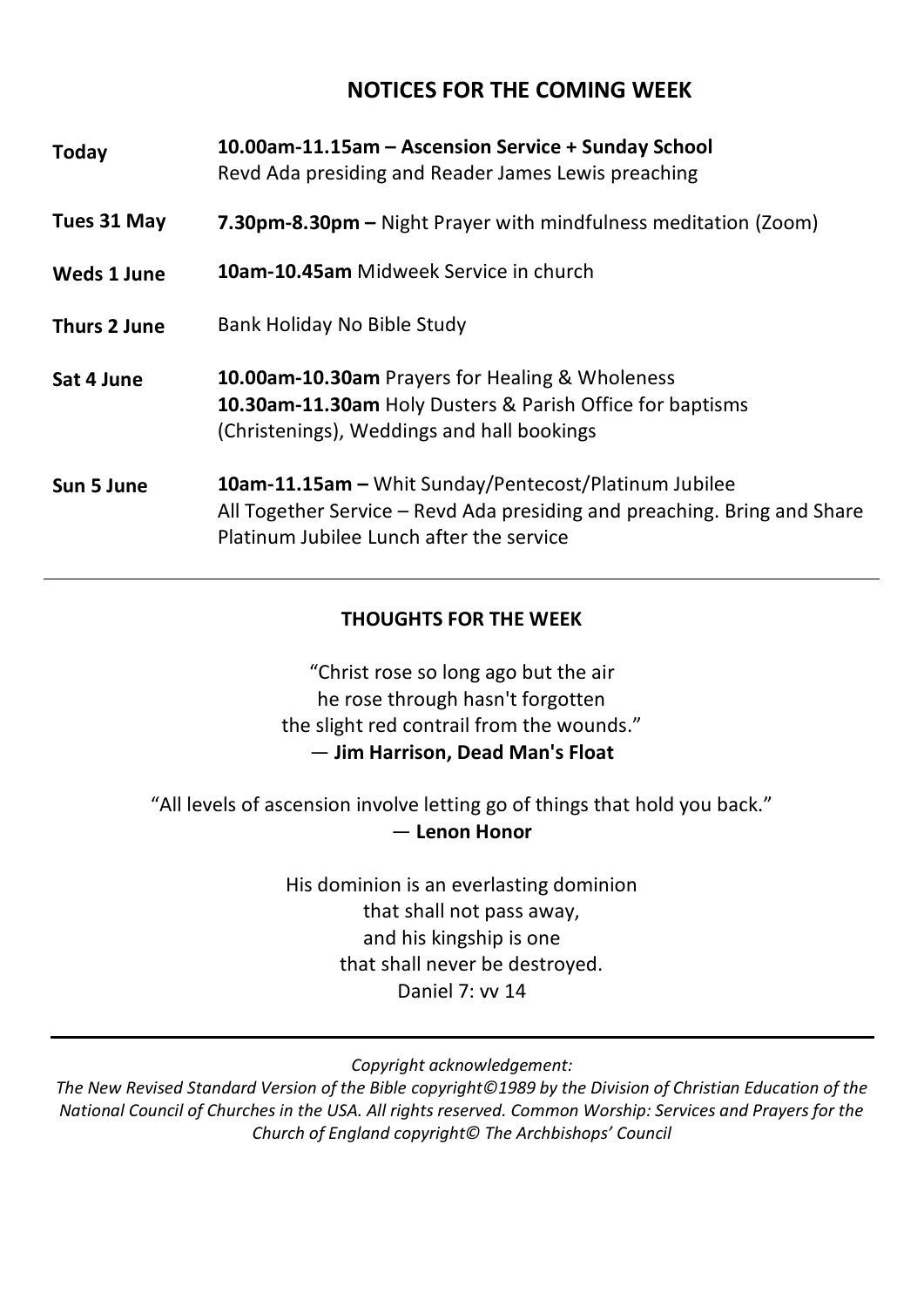## NOTICES FOR THE COMING WEEK

| | |
|---|---|
| **Today** | **10.00am-11.15am – Ascension Service + Sunday School**<br>Revd Ada presiding and Reader James Lewis preaching |
| **Tues 31 May** | **7.30pm-8.30pm –** Night Prayer with mindfulness meditation (Zoom) |
| **Weds 1 June** | **10am-10.45am** Midweek Service in church |
| **Thurs 2 June** | Bank Holiday No Bible Study |
| **Sat 4 June** | **10.00am-10.30am** Prayers for Healing & Wholeness<br>**10.30am-11.30am** Holy Dusters & Parish Office for baptisms (Christenings), Weddings and hall bookings |
| **Sun 5 June** | **10am-11.15am –** Whit Sunday/Pentecost/Platinum Jubilee<br>All Together Service – Revd Ada presiding and preaching. Bring and Share Platinum Jubilee Lunch after the service |

---

### THOUGHTS FOR THE WEEK

"Christ rose so long ago but the air
he rose through hasn't forgotten
the slight red contrail from the wounds."
— **Jim Harrison, Dead Man's Float**

"All levels of ascension involve letting go of things that hold you back."
— **Lenon Honor**

His dominion is an everlasting dominion
that shall not pass away,
and his kingship is one
that shall never be destroyed.
Daniel 7: vv 14

---

*Copyright acknowledgement:*

*The New Revised Standard Version of the Bible copyright©1989 by the Division of Christian Education of the National Council of Churches in the USA. All rights reserved. Common Worship: Services and Prayers for the Church of England copyright© The Archbishops' Council*